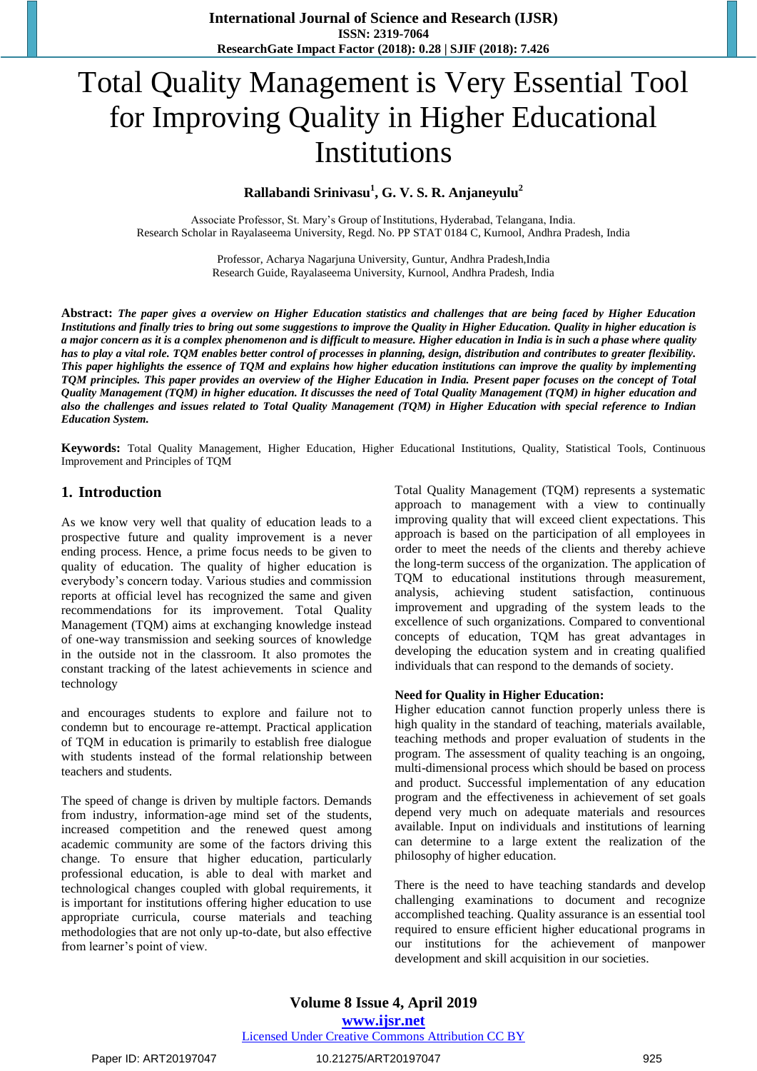# Total Quality Management is Very Essential Tool for Improving Quality in Higher Educational Institutions

**Rallabandi Srinivasu[1], G. V. S. R. Anjaneyulu[2]**

Associate Professor, St. Mary's Group of Institutions, Hyderabad, Telangana, India.
Research Scholar in Rayalaseema University, Regd. No. PP STAT 0184 C, Kurnool, Andhra Pradesh, India

Professor, Acharya Nagarjuna University, Guntur, Andhra Pradesh,India
Research Guide, Rayalaseema University, Kurnool, Andhra Pradesh, India

**Abstract:** ***The paper gives a overview on Higher Education statistics and challenges that are being faced by Higher Education Institutions and finally tries to bring out some suggestions to improve the Quality in Higher Education. Quality in higher education is a major concern as it is a complex phenomenon and is difficult to measure. Higher education in India is in such a phase where quality has to play a vital role. TQM enables better control of processes in planning, design, distribution and contributes to greater flexibility. This paper highlights the essence of TQM and explains how higher education institutions can improve the quality by implementing TQM principles. This paper provides an overview of the Higher Education in India. Present paper focuses on the concept of Total Quality Management (TQM) in higher education. It discusses the need of Total Quality Management (TQM) in higher education and also the challenges and issues related to Total Quality Management (TQM) in Higher Education with special reference to Indian Education System.***

**Keywords:** Total Quality Management, Higher Education, Higher Educational Institutions, Quality, Statistical Tools, Continuous Improvement and Principles of TQM

## 1. Introduction

As we know very well that quality of education leads to a prospective future and quality improvement is a never ending process. Hence, a prime focus needs to be given to quality of education. The quality of higher education is everybody's concern today. Various studies and commission reports at official level has recognized the same and given recommendations for its improvement. Total Quality Management (TQM) aims at exchanging knowledge instead of one-way transmission and seeking sources of knowledge in the outside not in the classroom. It also promotes the constant tracking of the latest achievements in science and technology

and encourages students to explore and failure not to condemn but to encourage re-attempt. Practical application of TQM in education is primarily to establish free dialogue with students instead of the formal relationship between teachers and students.

The speed of change is driven by multiple factors. Demands from industry, information-age mind set of the students, increased competition and the renewed quest among academic community are some of the factors driving this change. To ensure that higher education, particularly professional education, is able to deal with market and technological changes coupled with global requirements, it is important for institutions offering higher education to use appropriate curricula, course materials and teaching methodologies that are not only up-to-date, but also effective from learner's point of view.

Total Quality Management (TQM) represents a systematic approach to management with a view to continually improving quality that will exceed client expectations. This approach is based on the participation of all employees in order to meet the needs of the clients and thereby achieve the long-term success of the organization. The application of TQM to educational institutions through measurement, analysis, achieving student satisfaction, continuous improvement and upgrading of the system leads to the excellence of such organizations. Compared to conventional concepts of education, TQM has great advantages in developing the education system and in creating qualified individuals that can respond to the demands of society.

**Need for Quality in Higher Education:**

Higher education cannot function properly unless there is high quality in the standard of teaching, materials available, teaching methods and proper evaluation of students in the program. The assessment of quality teaching is an ongoing, multi-dimensional process which should be based on process and product. Successful implementation of any education program and the effectiveness in achievement of set goals depend very much on adequate materials and resources available. Input on individuals and institutions of learning can determine to a large extent the realization of the philosophy of higher education.

There is the need to have teaching standards and develop challenging examinations to document and recognize accomplished teaching. Quality assurance is an essential tool required to ensure efficient higher educational programs in our institutions for the achievement of manpower development and skill acquisition in our societies.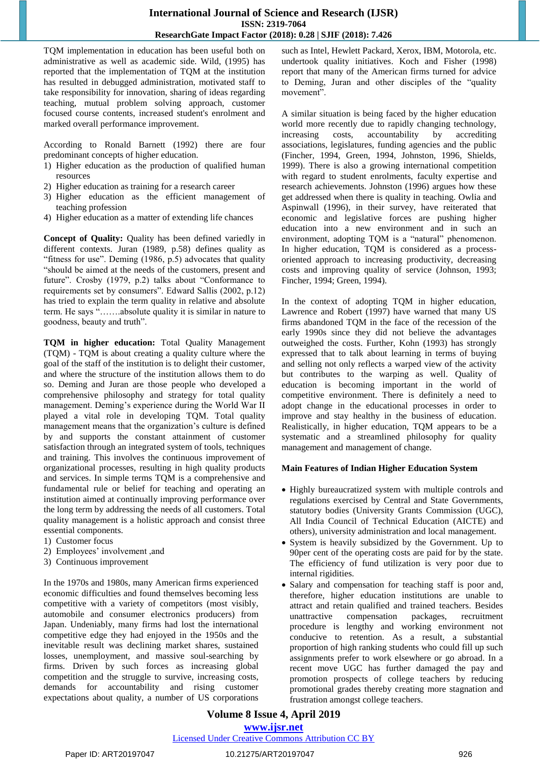TQM implementation in education has been useful both on administrative as well as academic side. Wild, (1995) has reported that the implementation of TQM at the institution has resulted in debugged administration, motivated staff to take responsibility for innovation, sharing of ideas regarding teaching, mutual problem solving approach, customer focused course contents, increased student's enrolment and marked overall performance improvement.

According to Ronald Barnett (1992) there are four predominant concepts of higher education.

1) Higher education as the production of qualified human resources
2) Higher education as training for a research career
3) Higher education as the efficient management of teaching profession
4) Higher education as a matter of extending life chances

**Concept of Quality:** Quality has been defined variedly in different contexts. Juran (1989, p.58) defines quality as "fitness for use". Deming (1986, p.5) advocates that quality "should be aimed at the needs of the customers, present and future". Crosby (1979, p.2) talks about "Conformance to requirements set by consumers". Edward Sallis (2002, p.12) has tried to explain the term quality in relative and absolute term. He says ".......absolute quality it is similar in nature to goodness, beauty and truth".

**TQM in higher education:** Total Quality Management (TQM) - TQM is about creating a quality culture where the goal of the staff of the institution is to delight their customer, and where the structure of the institution allows them to do so. Deming and Juran are those people who developed a comprehensive philosophy and strategy for total quality management. Deming's experience during the World War II played a vital role in developing TQM. Total quality management means that the organization's culture is defined by and supports the constant attainment of customer satisfaction through an integrated system of tools, techniques and training. This involves the continuous improvement of organizational processes, resulting in high quality products and services. In simple terms TQM is a comprehensive and fundamental rule or belief for teaching and operating an institution aimed at continually improving performance over the long term by addressing the needs of all customers. Total quality management is a holistic approach and consist three essential components.

1) Customer focus
2) Employees' involvement ,and
3) Continuous improvement

In the 1970s and 1980s, many American firms experienced economic difficulties and found themselves becoming less competitive with a variety of competitors (most visibly, automobile and consumer electronics producers) from Japan. Undeniably, many firms had lost the international competitive edge they had enjoyed in the 1950s and the inevitable result was declining market shares, sustained losses, unemployment, and massive soul-searching by firms. Driven by such forces as increasing global competition and the struggle to survive, increasing costs, demands for accountability and rising customer expectations about quality, a number of US corporations such as Intel, Hewlett Packard, Xerox, IBM, Motorola, etc. undertook quality initiatives. Koch and Fisher (1998) report that many of the American firms turned for advice to Deming, Juran and other disciples of the "quality movement".

A similar situation is being faced by the higher education world more recently due to rapidly changing technology, increasing costs, accountability by accrediting associations, legislatures, funding agencies and the public (Fincher, 1994, Green, 1994, Johnston, 1996, Shields, 1999). There is also a growing international competition with regard to student enrolments, faculty expertise and research achievements. Johnston (1996) argues how these get addressed when there is quality in teaching. Owlia and Aspinwall (1996), in their survey, have reiterated that economic and legislative forces are pushing higher education into a new environment and in such an environment, adopting TQM is a "natural" phenomenon. In higher education, TQM is considered as a process-oriented approach to increasing productivity, decreasing costs and improving quality of service (Johnson, 1993; Fincher, 1994; Green, 1994).

In the context of adopting TQM in higher education, Lawrence and Robert (1997) have warned that many US firms abandoned TQM in the face of the recession of the early 1990s since they did not believe the advantages outweighed the costs. Further, Kohn (1993) has strongly expressed that to talk about learning in terms of buying and selling not only reflects a warped view of the activity but contributes to the warping as well. Quality of education is becoming important in the world of competitive environment. There is definitely a need to adopt change in the educational processes in order to improve and stay healthy in the business of education. Realistically, in higher education, TQM appears to be a systematic and a streamlined philosophy for quality management and management of change.

**Main Features of Indian Higher Education System**

- Highly bureaucratized system with multiple controls and regulations exercised by Central and State Governments, statutory bodies (University Grants Commission (UGC), All India Council of Technical Education (AICTE) and others), university administration and local management.
- System is heavily subsidized by the Government. Up to 90per cent of the operating costs are paid for by the state. The efficiency of fund utilization is very poor due to internal rigidities.
- Salary and compensation for teaching staff is poor and, therefore, higher education institutions are unable to attract and retain qualified and trained teachers. Besides unattractive compensation packages, recruitment procedure is lengthy and working environment not conducive to retention. As a result, a substantial proportion of high ranking students who could fill up such assignments prefer to work elsewhere or go abroad. In a recent move UGC has further damaged the pay and promotion prospects of college teachers by reducing promotional grades thereby creating more stagnation and frustration amongst college teachers.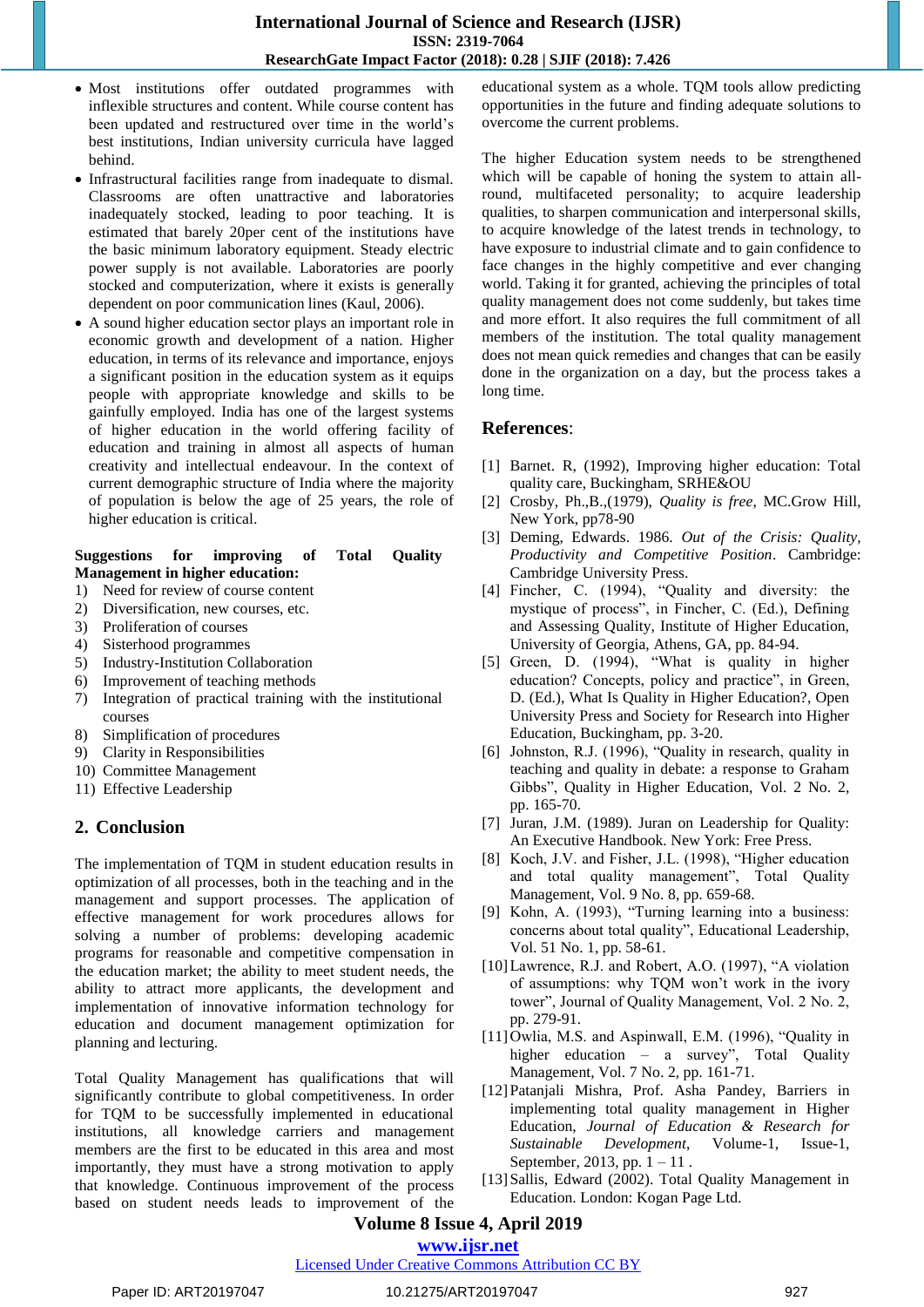- Most institutions offer outdated programmes with inflexible structures and content. While course content has been updated and restructured over time in the world's best institutions, Indian university curricula have lagged behind.
- Infrastructural facilities range from inadequate to dismal. Classrooms are often unattractive and laboratories inadequately stocked, leading to poor teaching. It is estimated that barely 20per cent of the institutions have the basic minimum laboratory equipment. Steady electric power supply is not available. Laboratories are poorly stocked and computerization, where it exists is generally dependent on poor communication lines (Kaul, 2006).
- A sound higher education sector plays an important role in economic growth and development of a nation. Higher education, in terms of its relevance and importance, enjoys a significant position in the education system as it equips people with appropriate knowledge and skills to be gainfully employed. India has one of the largest systems of higher education in the world offering facility of education and training in almost all aspects of human creativity and intellectual endeavour. In the context of current demographic structure of India where the majority of population is below the age of 25 years, the role of higher education is critical.

**Suggestions for improving of Total Quality Management in higher education:**

1) Need for review of course content
2) Diversification, new courses, etc.
3) Proliferation of courses
4) Sisterhood programmes
5) Industry-Institution Collaboration
6) Improvement of teaching methods
7) Integration of practical training with the institutional courses
8) Simplification of procedures
9) Clarity in Responsibilities
10) Committee Management
11) Effective Leadership

## 2. Conclusion

The implementation of TQM in student education results in optimization of all processes, both in the teaching and in the management and support processes. The application of effective management for work procedures allows for solving a number of problems: developing academic programs for reasonable and competitive compensation in the education market; the ability to meet student needs, the ability to attract more applicants, the development and implementation of innovative information technology for education and document management optimization for planning and lecturing.

Total Quality Management has qualifications that will significantly contribute to global competitiveness. In order for TQM to be successfully implemented in educational institutions, all knowledge carriers and management members are the first to be educated in this area and most importantly, they must have a strong motivation to apply that knowledge. Continuous improvement of the process based on student needs leads to improvement of the educational system as a whole. TQM tools allow predicting opportunities in the future and finding adequate solutions to overcome the current problems.

The higher Education system needs to be strengthened which will be capable of honing the system to attain all-round, multifaceted personality; to acquire leadership qualities, to sharpen communication and interpersonal skills, to acquire knowledge of the latest trends in technology, to have exposure to industrial climate and to gain confidence to face changes in the highly competitive and ever changing world. Taking it for granted, achieving the principles of total quality management does not come suddenly, but takes time and more effort. It also requires the full commitment of all members of the institution. The total quality management does not mean quick remedies and changes that can be easily done in the organization on a day, but the process takes a long time.

## References:

[1] Barnet. R, (1992), Improving higher education: Total quality care, Buckingham, SRHE&OU

[2] Crosby, Ph.,B.,(1979), *Quality is free*, MC.Grow Hill, New York, pp78-90

[3] Deming, Edwards. 1986. *Out of the Crisis: Quality, Productivity and Competitive Position*. Cambridge: Cambridge University Press.

[4] Fincher, C. (1994), "Quality and diversity: the mystique of process", in Fincher, C. (Ed.), Defining and Assessing Quality, Institute of Higher Education, University of Georgia, Athens, GA, pp. 84-94.

[5] Green, D. (1994), "What is quality in higher education? Concepts, policy and practice", in Green, D. (Ed.), What Is Quality in Higher Education?, Open University Press and Society for Research into Higher Education, Buckingham, pp. 3-20.

[6] Johnston, R.J. (1996), "Quality in research, quality in teaching and quality in debate: a response to Graham Gibbs", Quality in Higher Education, Vol. 2 No. 2, pp. 165-70.

[7] Juran, J.M. (1989). Juran on Leadership for Quality: An Executive Handbook. New York: Free Press.

[8] Koch, J.V. and Fisher, J.L. (1998), "Higher education and total quality management", Total Quality Management, Vol. 9 No. 8, pp. 659-68.

[9] Kohn, A. (1993), "Turning learning into a business: concerns about total quality", Educational Leadership, Vol. 51 No. 1, pp. 58-61.

[10] Lawrence, R.J. and Robert, A.O. (1997), "A violation of assumptions: why TQM won't work in the ivory tower", Journal of Quality Management, Vol. 2 No. 2, pp. 279-91.

[11] Owlia, M.S. and Aspinwall, E.M. (1996), "Quality in higher education – a survey", Total Quality Management, Vol. 7 No. 2, pp. 161-71.

[12] Patanjali Mishra, Prof. Asha Pandey, Barriers in implementing total quality management in Higher Education, *Journal of Education & Research for Sustainable Development*, Volume-1, Issue-1, September, 2013, pp. 1 – 11 .

[13] Sallis, Edward (2002). Total Quality Management in Education. London: Kogan Page Ltd.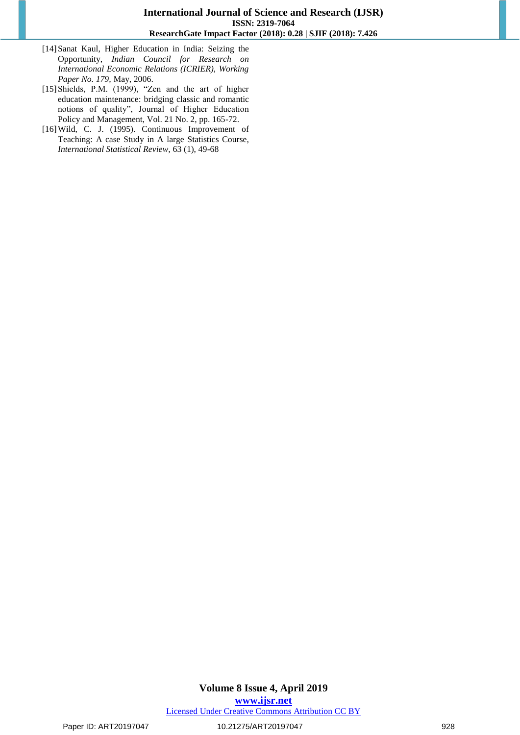[14] Sanat Kaul, Higher Education in India: Seizing the Opportunity, *Indian Council for Research on International Economic Relations (ICRIER), Working Paper No. 179*, May, 2006.

[15] Shields, P.M. (1999), "Zen and the art of higher education maintenance: bridging classic and romantic notions of quality", Journal of Higher Education Policy and Management, Vol. 21 No. 2, pp. 165-72.

[16] Wild, C. J. (1995). Continuous Improvement of Teaching: A case Study in A large Statistics Course, *International Statistical Review*, 63 (1), 49-68